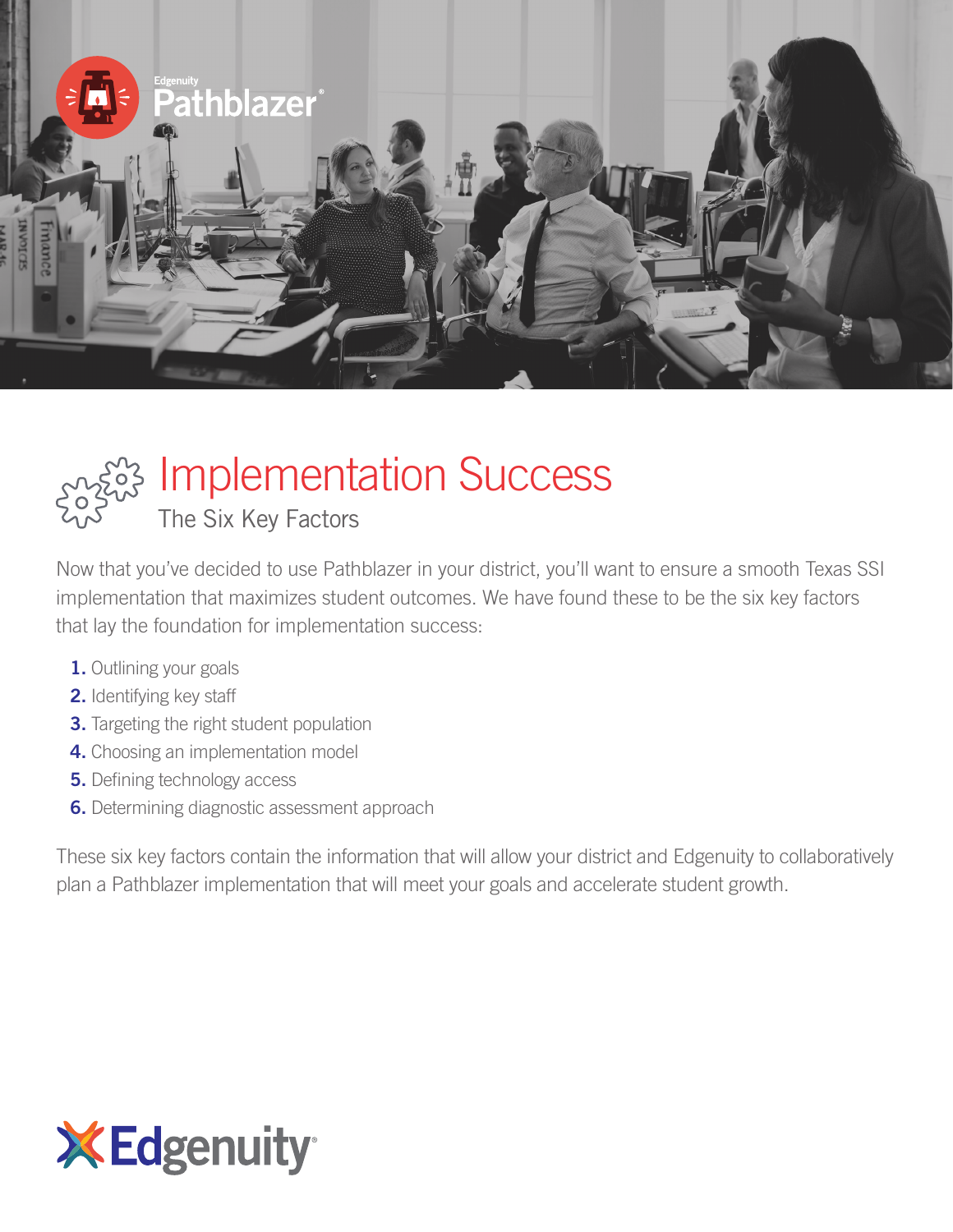# Implementation Success

## The Six Key Factors

Now that you've decided to use Pathblazer in your district, you'll want to ensure a smooth Texas SSI implementation that maximizes student outcomes. We have found these to be the six key factors that lay the foundation for implementation success:

1. Outlining your goals
2. Identifying key staff
3. Targeting the right student population
4. Choosing an implementation model
5. Defining technology access
6. Determining diagnostic assessment approach

These six key factors contain the information that will allow your district and Edgenuity to collaboratively plan a Pathblazer implementation that will meet your goals and accelerate student growth.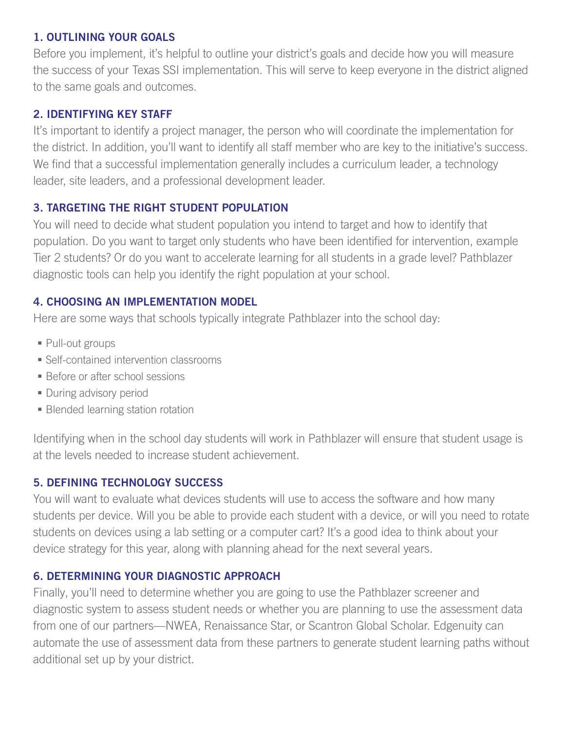### 1. OUTLINING YOUR GOALS

Before you implement, it's helpful to outline your district's goals and decide how you will measure the success of your Texas SSI implementation. This will serve to keep everyone in the district aligned to the same goals and outcomes.

### 2. IDENTIFYING KEY STAFF

It's important to identify a project manager, the person who will coordinate the implementation for the district. In addition, you'll want to identify all staff member who are key to the initiative's success. We find that a successful implementation generally includes a curriculum leader, a technology leader, site leaders, and a professional development leader.

### 3. TARGETING THE RIGHT STUDENT POPULATION

You will need to decide what student population you intend to target and how to identify that population. Do you want to target only students who have been identified for intervention, example Tier 2 students? Or do you want to accelerate learning for all students in a grade level? Pathblazer diagnostic tools can help you identify the right population at your school.

### 4. CHOOSING AN IMPLEMENTATION MODEL

Here are some ways that schools typically integrate Pathblazer into the school day:

- Pull-out groups
- Self-contained intervention classrooms
- Before or after school sessions
- During advisory period
- Blended learning station rotation

Identifying when in the school day students will work in Pathblazer will ensure that student usage is at the levels needed to increase student achievement.

### 5. DEFINING TECHNOLOGY SUCCESS

You will want to evaluate what devices students will use to access the software and how many students per device. Will you be able to provide each student with a device, or will you need to rotate students on devices using a lab setting or a computer cart? It's a good idea to think about your device strategy for this year, along with planning ahead for the next several years.

### 6. DETERMINING YOUR DIAGNOSTIC APPROACH

Finally, you'll need to determine whether you are going to use the Pathblazer screener and diagnostic system to assess student needs or whether you are planning to use the assessment data from one of our partners—NWEA, Renaissance Star, or Scantron Global Scholar. Edgenuity can automate the use of assessment data from these partners to generate student learning paths without additional set up by your district.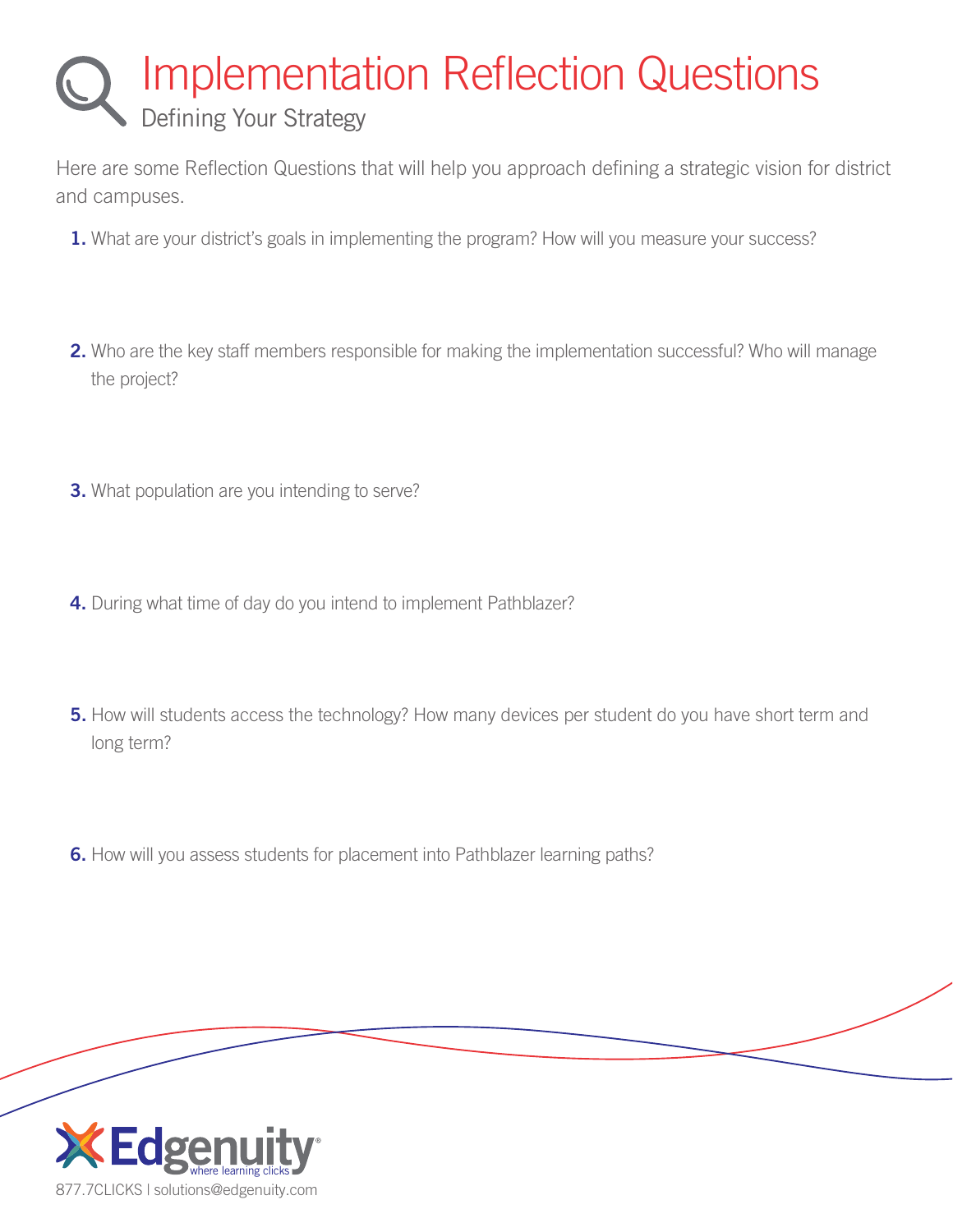# Implementation Reflection Questions

## Defining Your Strategy

Here are some Reflection Questions that will help you approach defining a strategic vision for district and campuses.

1. What are your district's goals in implementing the program? How will you measure your success?

2. Who are the key staff members responsible for making the implementation successful? Who will manage the project?

3. What population are you intending to serve?

4. During what time of day do you intend to implement Pathblazer?

5. How will students access the technology? How many devices per student do you have short term and long term?

6. How will you assess students for placement into Pathblazer learning paths?

Edgenuity® where learning clicks

877.7CLICKS | solutions@edgenuity.com